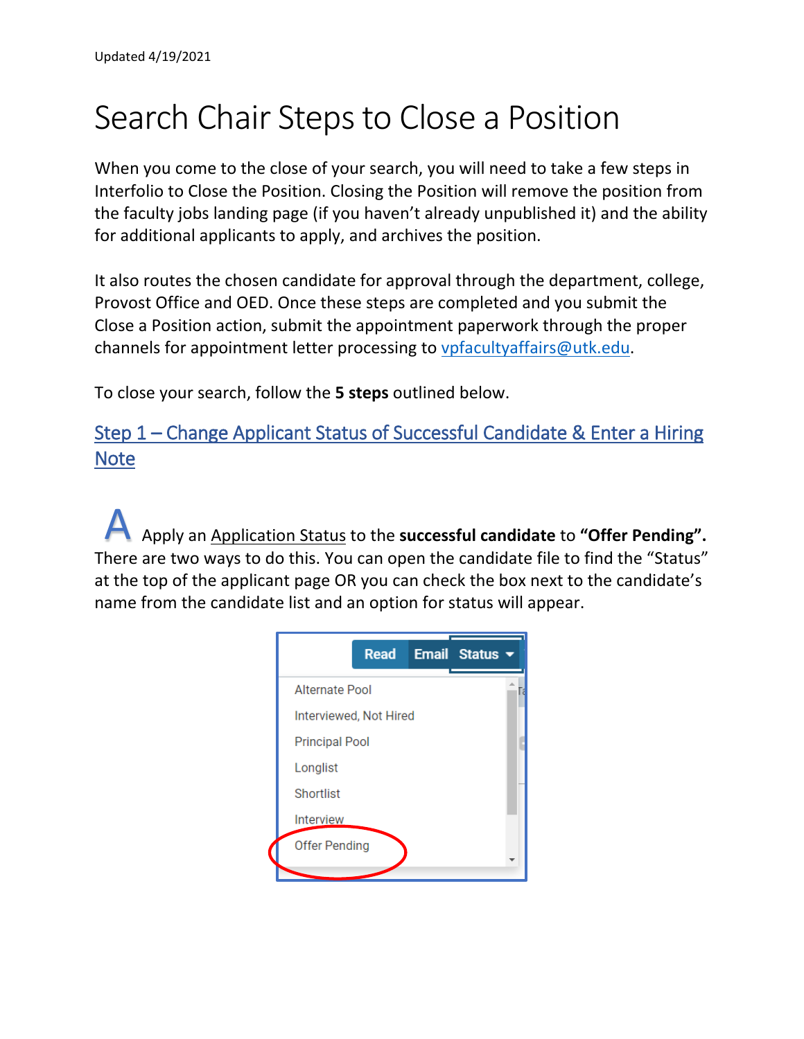Updated 4/19/2021

# Search Chair Steps to Close a Position

When you come to the close of your search, you will need to take a few steps in Interfolio to Close the Position. Closing the Position will remove the position from the faculty jobs landing page (if you haven't already unpublished it) and the ability for additional applicants to apply, and archives the position.

It also routes the chosen candidate for approval through the department, college, Provost Office and OED. Once these steps are completed and you submit the Close a Position action, submit the appointment paperwork through the proper channels for appointment letter processing to vpfacultyaffairs@utk.edu.

To close your search, follow the **5 steps** outlined below.

## Step 1 – Change Applicant Status of Successful Candidate & Enter a Hiring Note

**A** Apply an Application Status to the **successful candidate** to **"Offer Pending".** There are two ways to do this. You can open the candidate file to find the "Status" at the top of the applicant page OR you can check the box next to the candidate's name from the candidate list and an option for status will appear.

Read | Email | Status

- Alternate Pool
- Interviewed, Not Hired
- Principal Pool
- Longlist
- Shortlist
- Interview
- Offer Pending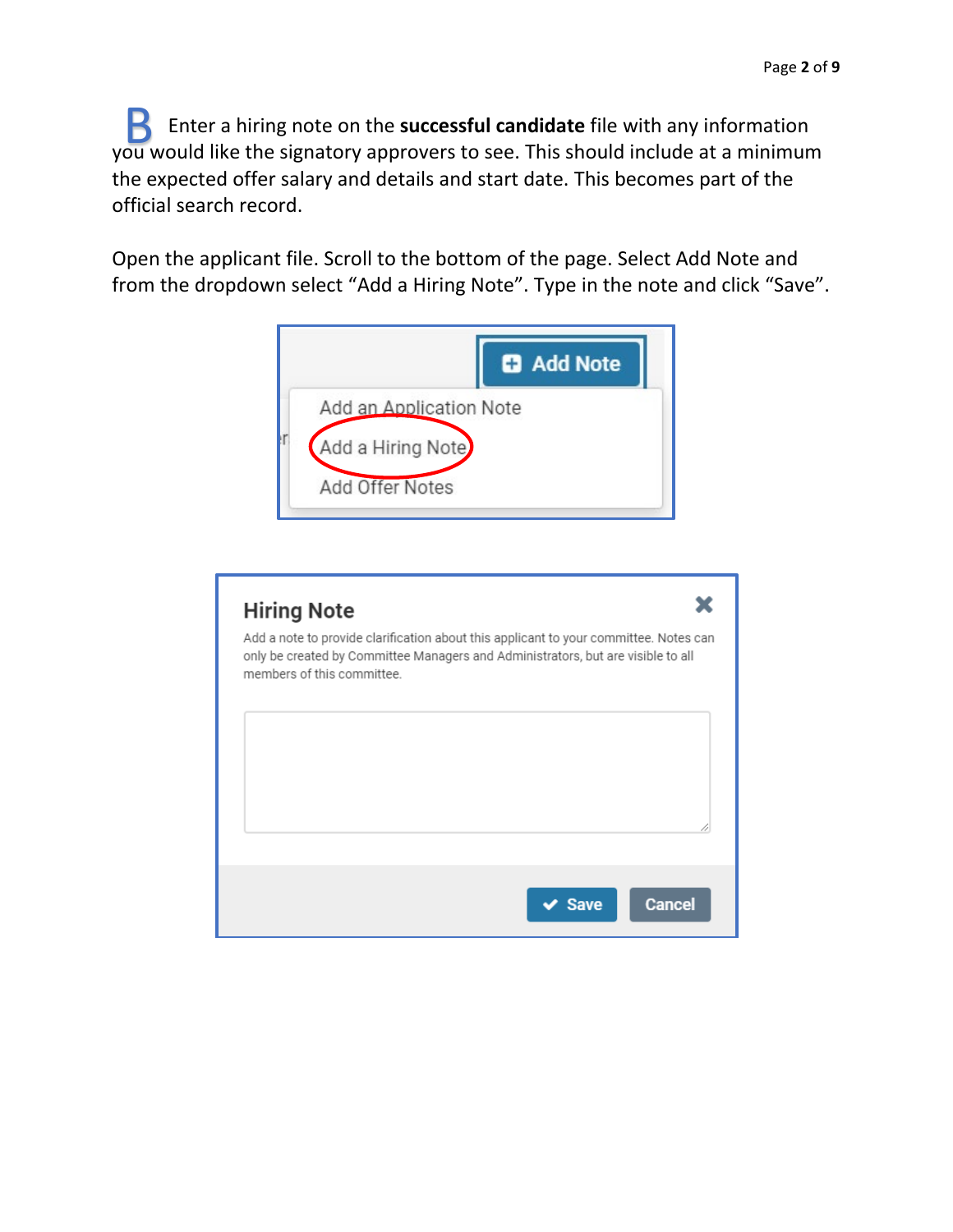**B** Enter a hiring note on the **successful candidate** file with any information you would like the signatory approvers to see. This should include at a minimum the expected offer salary and details and start date. This becomes part of the official search record.

Open the applicant file. Scroll to the bottom of the page. Select Add Note and from the dropdown select "Add a Hiring Note". Type in the note and click "Save".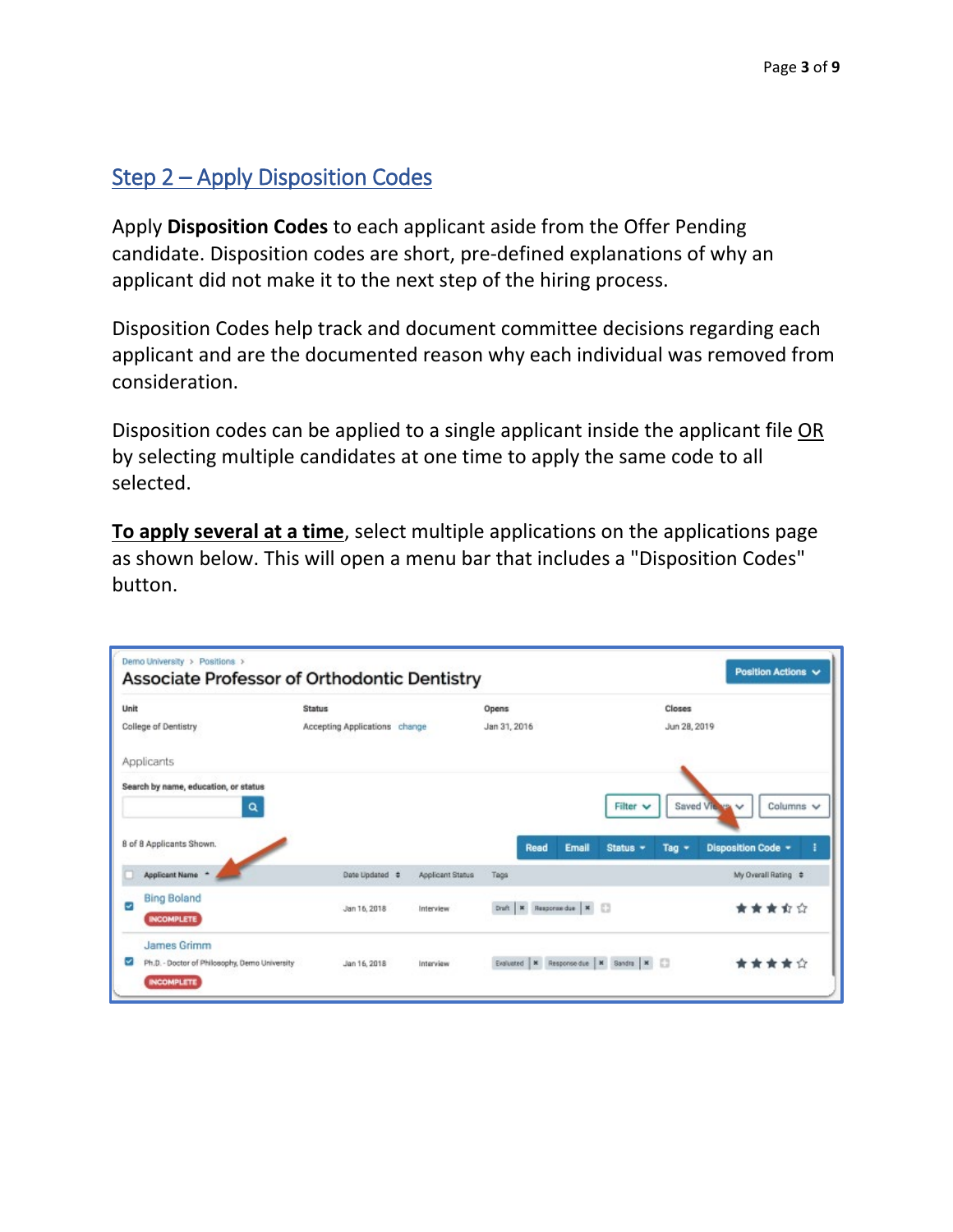## Step 2 – Apply Disposition Codes

Apply **Disposition Codes** to each applicant aside from the Offer Pending candidate. Disposition codes are short, pre-defined explanations of why an applicant did not make it to the next step of the hiring process.

Disposition Codes help track and document committee decisions regarding each applicant and are the documented reason why each individual was removed from consideration.

Disposition codes can be applied to a single applicant inside the applicant file OR by selecting multiple candidates at one time to apply the same code to all selected.

**To apply several at a time**, select multiple applications on the applications page as shown below. This will open a menu bar that includes a "Disposition Codes" button.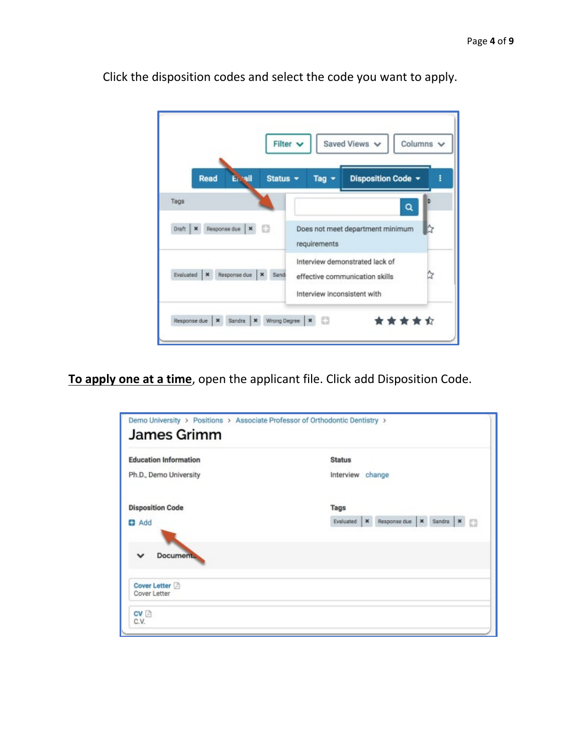Click the disposition codes and select the code you want to apply.

**__To apply one at a time__**, open the applicant file. Click add Disposition Code.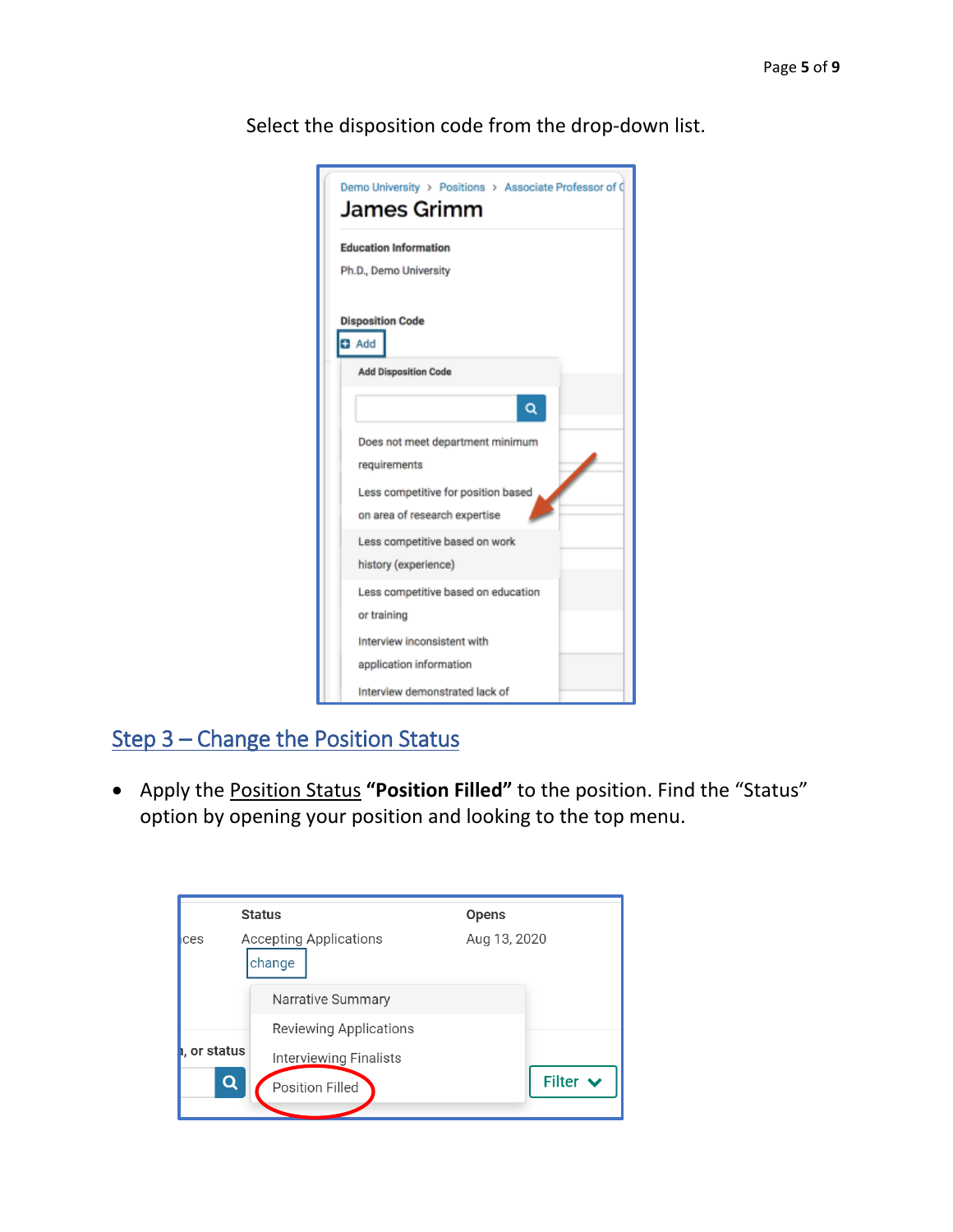Select the disposition code from the drop-down list.

## Step 3 – Change the Position Status

- Apply the Position Status **"Position Filled"** to the position. Find the "Status" option by opening your position and looking to the top menu.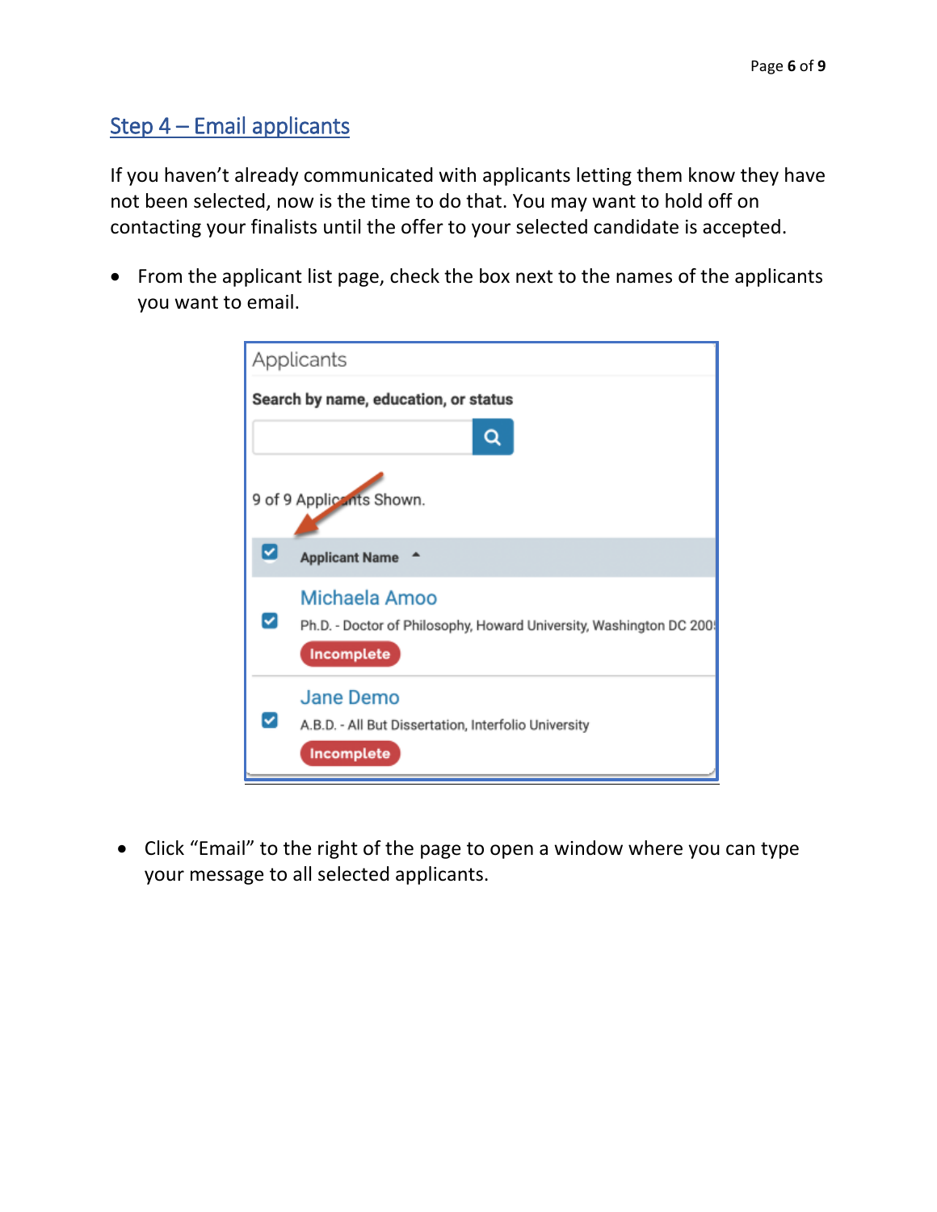## Step 4 – Email applicants

If you haven't already communicated with applicants letting them know they have not been selected, now is the time to do that. You may want to hold off on contacting your finalists until the offer to your selected candidate is accepted.

- From the applicant list page, check the box next to the names of the applicants you want to email.

- Click "Email" to the right of the page to open a window where you can type your message to all selected applicants.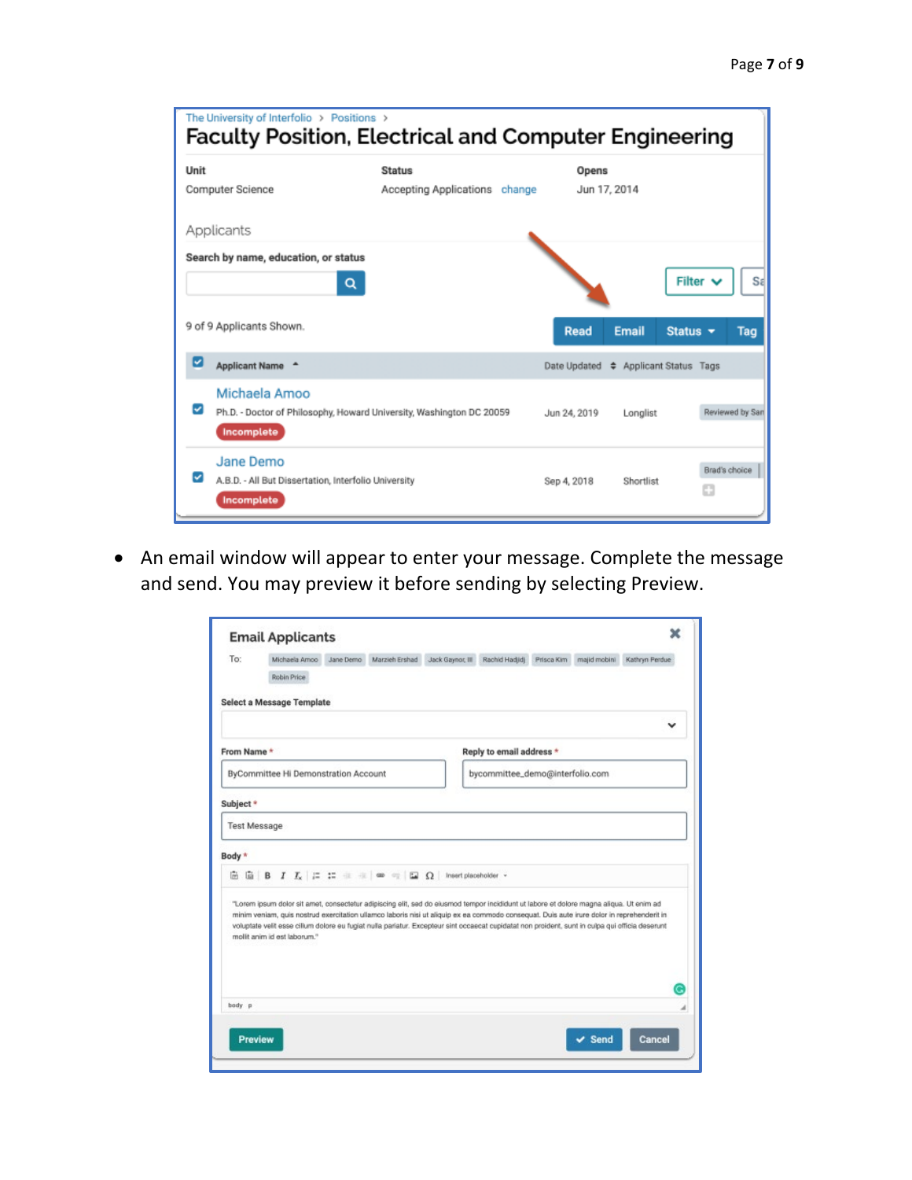- An email window will appear to enter your message. Complete the message and send. You may preview it before sending by selecting Preview.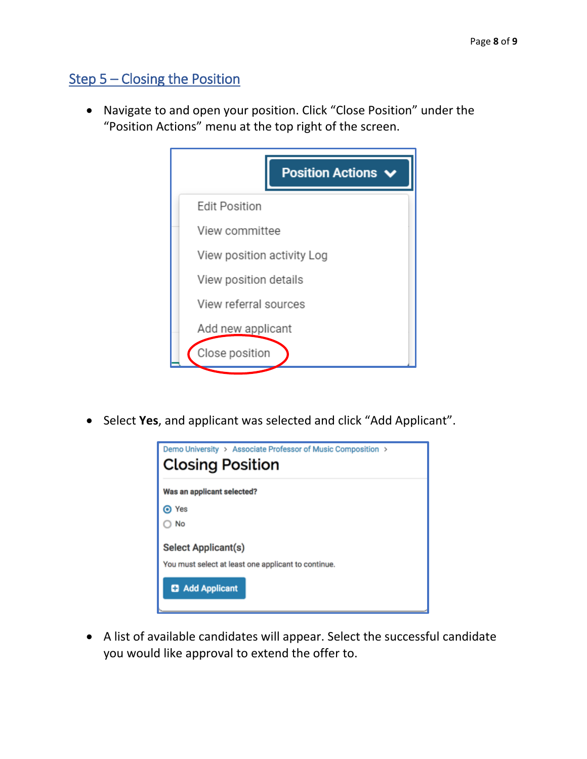## Step 5 – Closing the Position

- Navigate to and open your position. Click "Close Position" under the "Position Actions" menu at the top right of the screen.

- Select **Yes**, and applicant was selected and click "Add Applicant".

- A list of available candidates will appear. Select the successful candidate you would like approval to extend the offer to.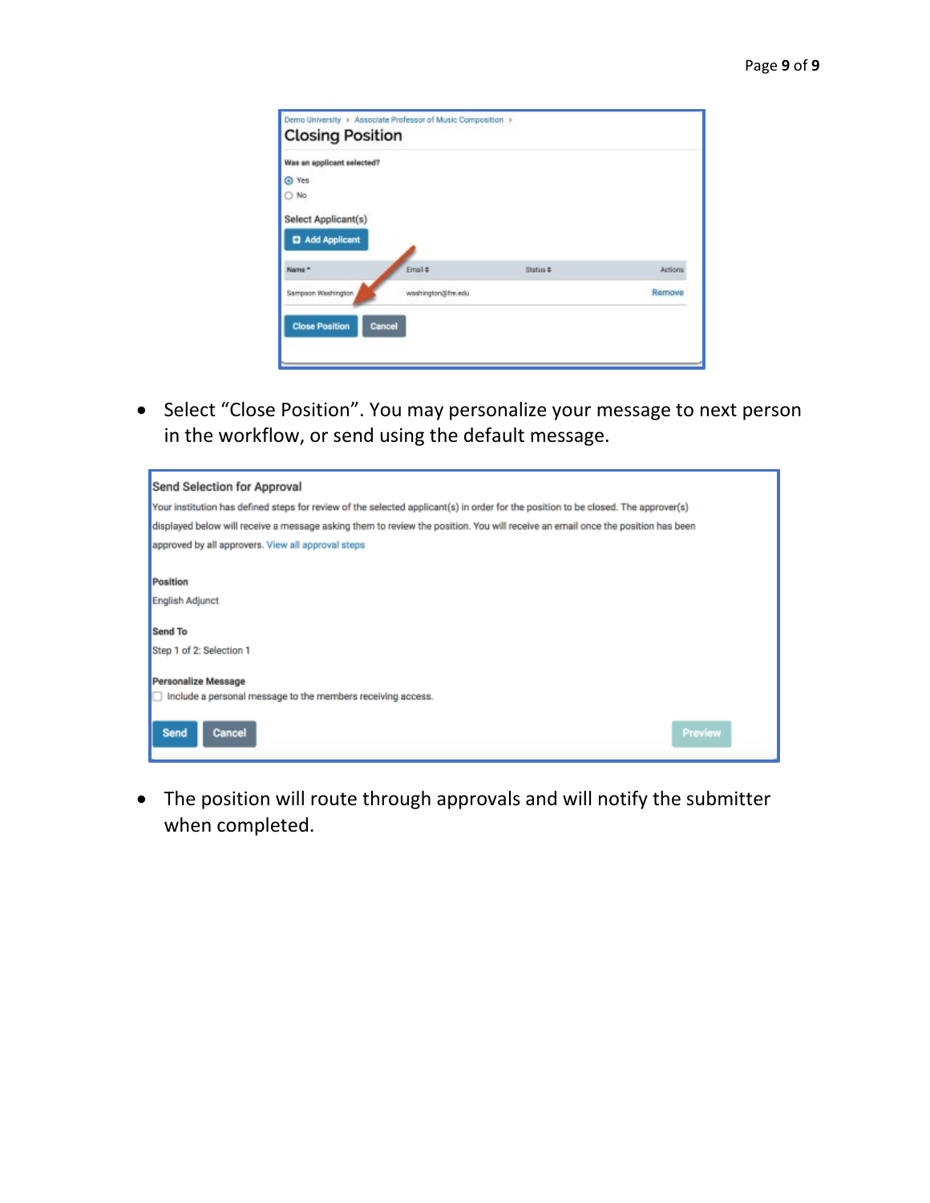- Select "Close Position". You may personalize your message to next person in the workflow, or send using the default message.

- The position will route through approvals and will notify the submitter when completed.